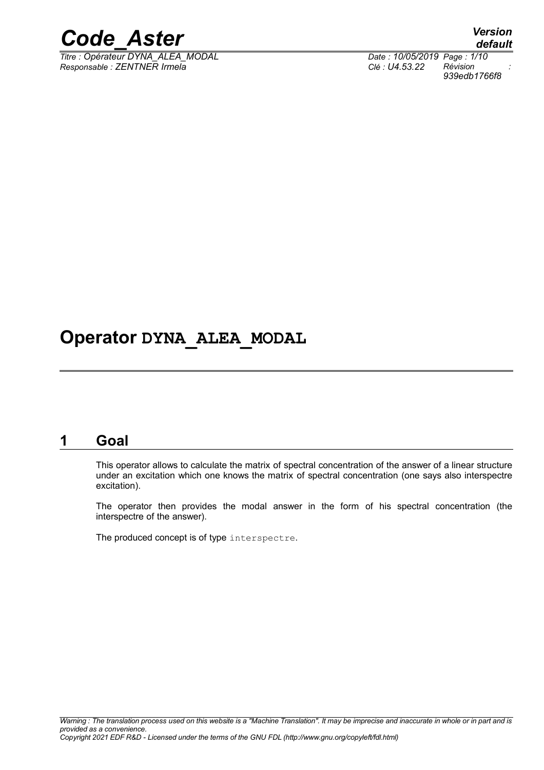# Operator DYNA_ALEA_MODAL

## 1 Goal

This operator allows to calculate the matrix of spectral concentration of the answer of a linear structure under an excitation which one knows the matrix of spectral concentration (one says also interspectre excitation).

The operator then provides the modal answer in the form of his spectral concentration (the interspectre of the answer).

The produced concept is of type `interspectre`.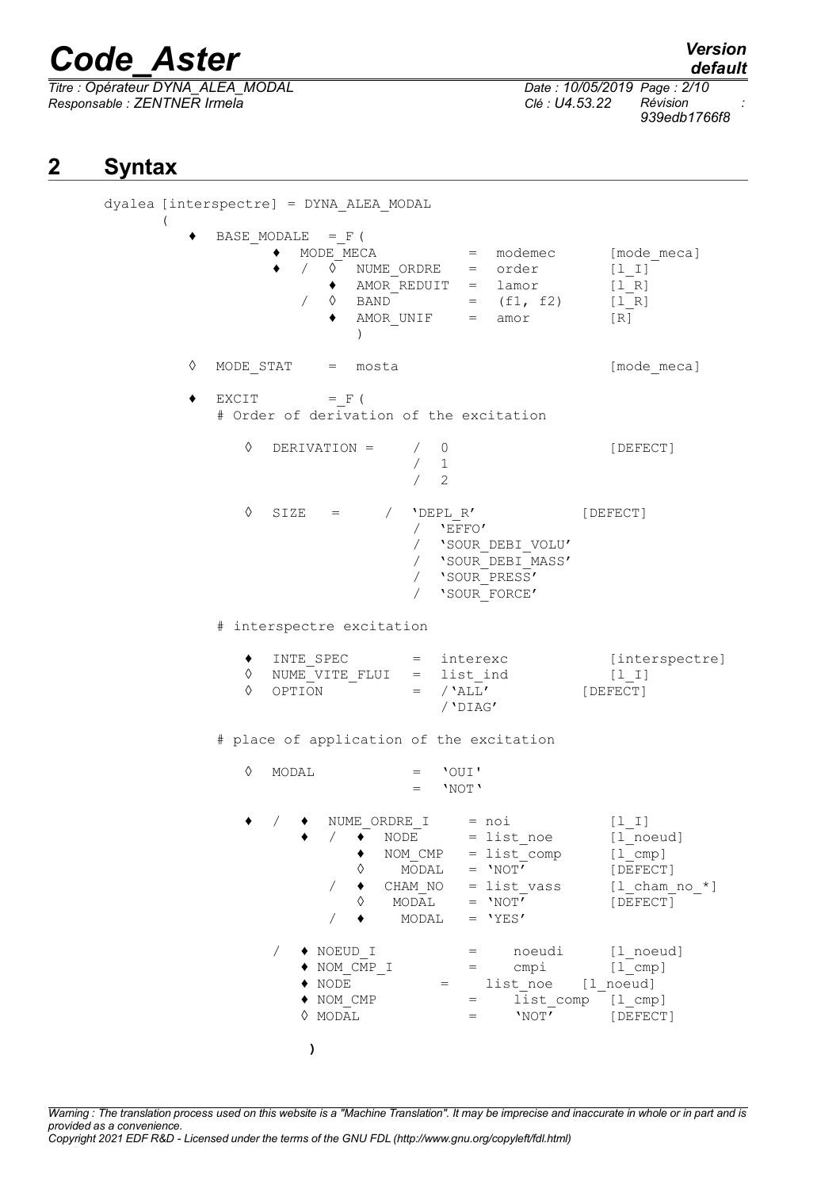## 2 Syntax

```
dyalea [interspectre] = DYNA_ALEA_MODAL
      (
    ♦  BASE_MODALE  = F (
            ♦  MODE_MECA            =  modemec        [mode_meca]
            ♦  /  ◊  NUME_ORDRE    =  order          [l_I]
                  ♦  AMOR_REDUIT   =  lamor          [l_R]
               /  ◊  BAND          =  (f1, f2)       [l_R]
                  ♦  AMOR_UNIF     =  amor           [R]
                     )

    ◊  MODE_STAT    =  mosta                         [mode_meca]

    ♦  EXCIT        = F (
       # Order of derivation of the excitation

          ◊  DERIVATION =     /  0                   [DEFECT]
                              /  1
                              /  2

          ◊  SIZE   =      /  'DEPL_R'             [DEFECT]
                           /  'EFFO'
                           /  'SOUR_DEBI_VOLU'
                           /  'SOUR_DEBI_MASS'
                           /  'SOUR_PRESS'
                           /  'SOUR_FORCE'

       # interspectre excitation

          ♦  INTE_SPEC        =  interexc            [interspectre]
          ◊  NUME_VITE_FLUI   =  list_ind            [l_I]
          ◊  OPTION           =  /'ALL'             [DEFECT]
                                 /'DIAG'

       # place of application of the excitation

          ◊  MODAL            =  'OUI'
                              =  'NOT'

          ♦  /  ♦  NUME_ORDRE_I     = noi            [l_I]
                ♦  /  ♦  NODE       = list_noe       [l_noeud]
                      ♦  NOM_CMP    = list_comp      [l_cmp]
                      ◊    MODAL    = 'NOT'          [DEFECT]
                   /  ♦  CHAM_NO    = list_vass      [l_cham_no_*]
                      ◊   MODAL     = 'NOT'          [DEFECT]
                   /  ♦    MODAL    = 'YES'

             /  ♦ NOEUD_I           =    noeudi      [l_noeud]
                ♦ NOM_CMP_I         =    cmpi        [l_cmp]
                ♦ NODE          =    list_noe   [l_noeud]
                ♦ NOM_CMP           =    list_comp   [l_cmp]
                ◊ MODAL             =    'NOT'       [DEFECT]

             )
```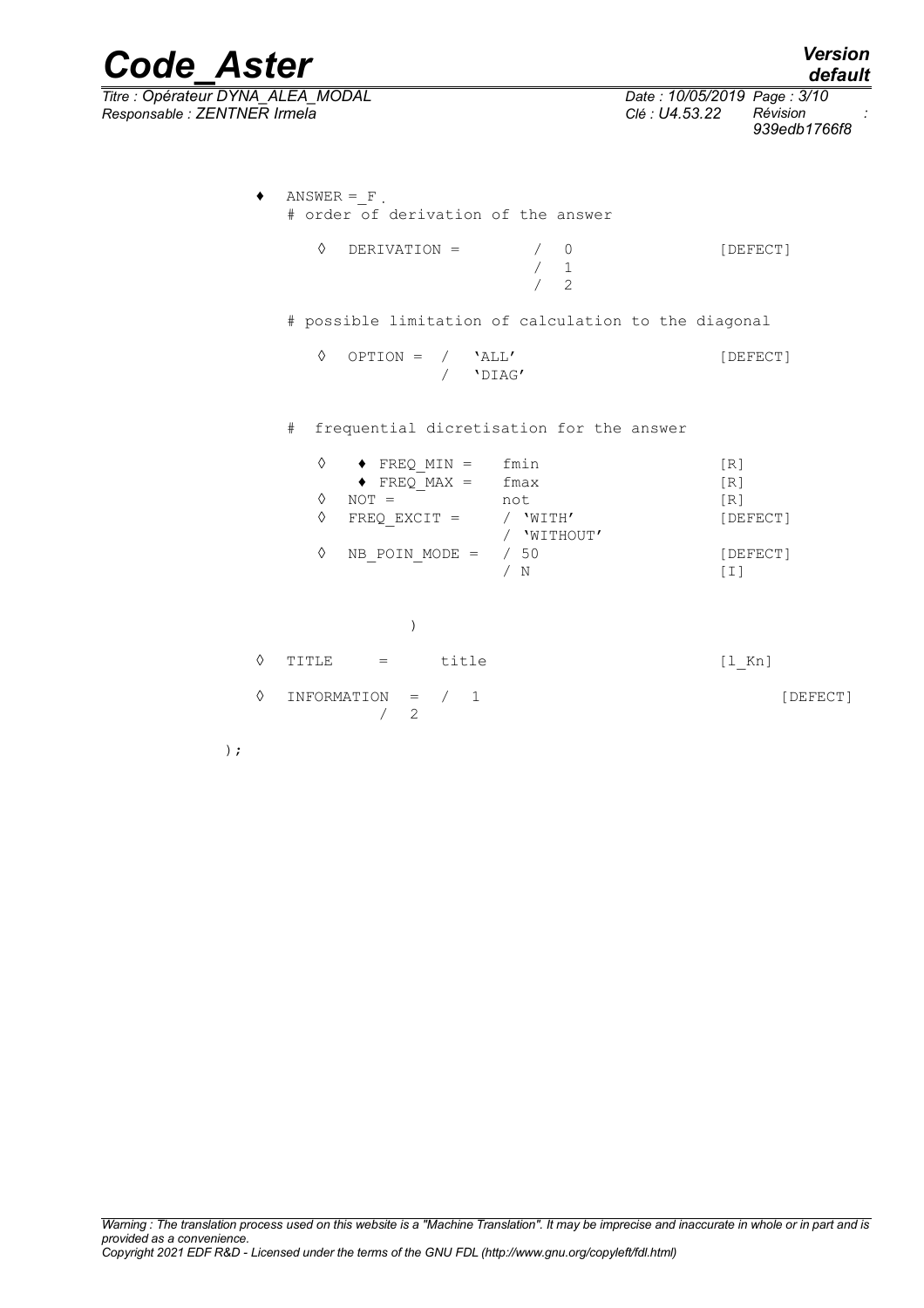```
♦  ANSWER = _F .
   # order of derivation of the answer

      ◊  DERIVATION =        /  0                    [DEFECT]
                             /  1
                             /  2

   # possible limitation of calculation to the diagonal

      ◊  OPTION =  /  'ALL'                          [DEFECT]
                   /  'DIAG'

   #  frequential dicretisation for the answer

      ◊   ♦ FREQ_MIN =   fmin                        [R]
          ♦ FREQ_MAX =   fmax                        [R]
      ◊  NOT =           not                         [R]
      ◊  FREQ_EXCIT =    / 'WITH'                    [DEFECT]
                         / 'WITHOUT'
      ◊  NB_POIN_MODE =  / 50                        [DEFECT]
                         / N                         [I]

                 )

◊  TITLE      =      title                        [l_Kn]

◊  INFORMATION  =  /  1                                     [DEFECT]
                   /  2

);
```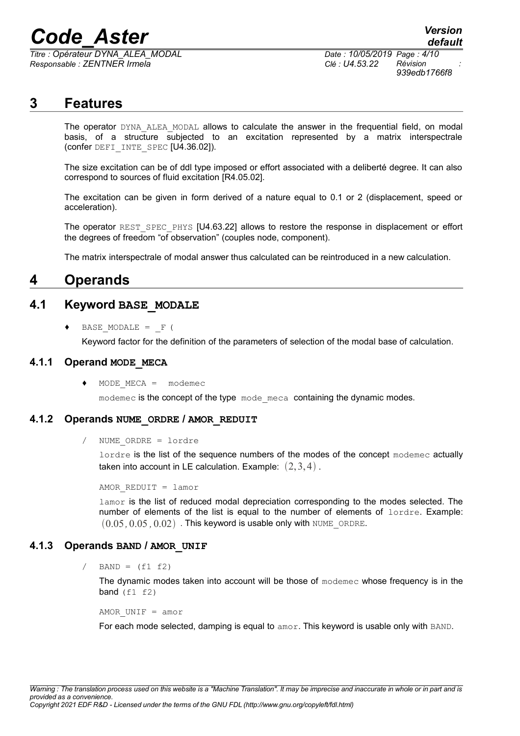# 3 Features

The operator DYNA_ALEA_MODAL allows to calculate the answer in the frequential field, on modal basis, of a structure subjected to an excitation represented by a matrix interspectrale (confer DEFI_INTE_SPEC [U4.36.02]).

The size excitation can be of ddl type imposed or effort associated with a deliberté degree. It can also correspond to sources of fluid excitation [R4.05.02].

The excitation can be given in form derived of a nature equal to 0.1 or 2 (displacement, speed or acceleration).

The operator REST_SPEC_PHYS [U4.63.22] allows to restore the response in displacement or effort the degrees of freedom "of observation" (couples node, component).

The matrix interspectrale of modal answer thus calculated can be reintroduced in a new calculation.

# 4 Operands

## 4.1 Keyword BASE_MODALE

♦ BASE_MODALE = _F (

Keyword factor for the definition of the parameters of selection of the modal base of calculation.

### 4.1.1 Operand MODE_MECA

♦ MODE_MECA = modemec

modemec is the concept of the type mode_meca containing the dynamic modes.

### 4.1.2 Operands NUME_ORDRE / AMOR_REDUIT

/ NUME_ORDRE = lordre

lordre is the list of the sequence numbers of the modes of the concept modemec actually taken into account in LE calculation. Example: $(2,3,4)$ .

AMOR_REDUIT = lamor

lamor is the list of reduced modal depreciation corresponding to the modes selected. The number of elements of the list is equal to the number of elements of lordre. Example: $(0.05, 0.05, 0.02)$ . This keyword is usable only with NUME_ORDRE.

### 4.1.3 Operands BAND / AMOR_UNIF

/ BAND = (f1 f2)

The dynamic modes taken into account will be those of modemec whose frequency is in the band (f1 f2)

AMOR_UNIF = amor

For each mode selected, damping is equal to amor. This keyword is usable only with BAND.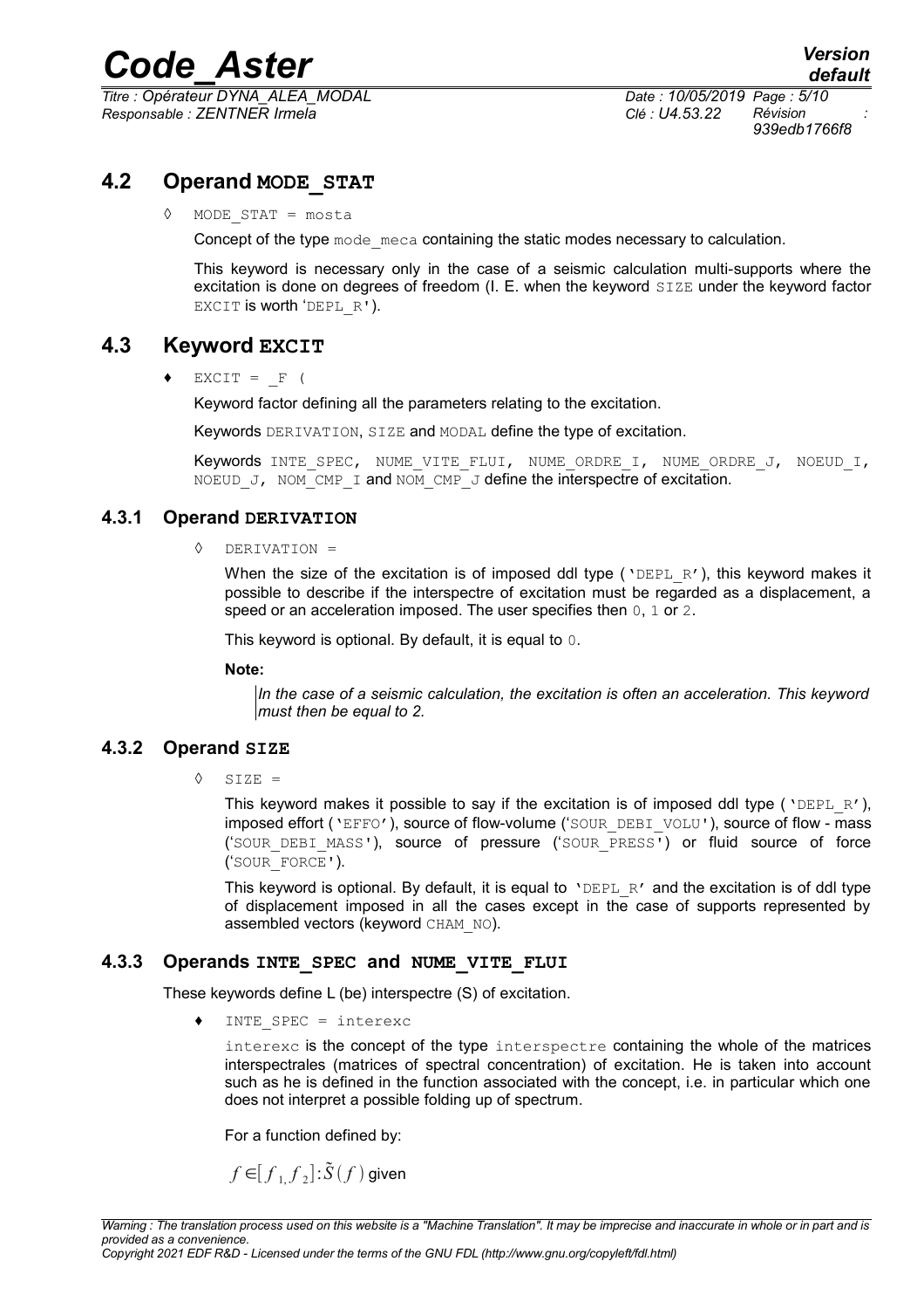## 4.2 Operand MODE_STAT

◊ MODE_STAT = mosta

Concept of the type mode_meca containing the static modes necessary to calculation.

This keyword is necessary only in the case of a seismic calculation multi-supports where the excitation is done on degrees of freedom (I. E. when the keyword SIZE under the keyword factor EXCIT is worth 'DEPL_R').

## 4.3 Keyword EXCIT

♦ EXCIT = _F (

Keyword factor defining all the parameters relating to the excitation.

Keywords DERIVATION, SIZE and MODAL define the type of excitation.

Keywords INTE_SPEC, NUME_VITE_FLUI, NUME_ORDRE_I, NUME_ORDRE_J, NOEUD_I, NOEUD_J, NOM_CMP_I and NOM_CMP_J define the interspectre of excitation.

### 4.3.1 Operand DERIVATION

◊ DERIVATION =

When the size of the excitation is of imposed ddl type ('DEPL_R'), this keyword makes it possible to describe if the interspectre of excitation must be regarded as a displacement, a speed or an acceleration imposed. The user specifies then 0, 1 or 2.

This keyword is optional. By default, it is equal to 0.

**Note:**

*In the case of a seismic calculation, the excitation is often an acceleration. This keyword must then be equal to 2.*

### 4.3.2 Operand SIZE

◊ SIZE =

This keyword makes it possible to say if the excitation is of imposed ddl type ('DEPL_R'), imposed effort ('EFFO'), source of flow-volume ('SOUR_DEBI_VOLU'), source of flow - mass ('SOUR_DEBI_MASS'), source of pressure ('SOUR_PRESS') or fluid source of force ('SOUR_FORCE').

This keyword is optional. By default, it is equal to 'DEPL_R' and the excitation is of ddl type of displacement imposed in all the cases except in the case of supports represented by assembled vectors (keyword CHAM_NO).

### 4.3.3 Operands INTE_SPEC and NUME_VITE_FLUI

These keywords define L (be) interspectre (S) of excitation.

♦ INTE_SPEC = interexc

interexc is the concept of the type interspectre containing the whole of the matrices interspectrales (matrices of spectral concentration) of excitation. He is taken into account such as he is defined in the function associated with the concept, i.e. in particular which one does not interpret a possible folding up of spectrum.

For a function defined by:

$f \in [f_1, f_2] : \tilde{S}(f)$ given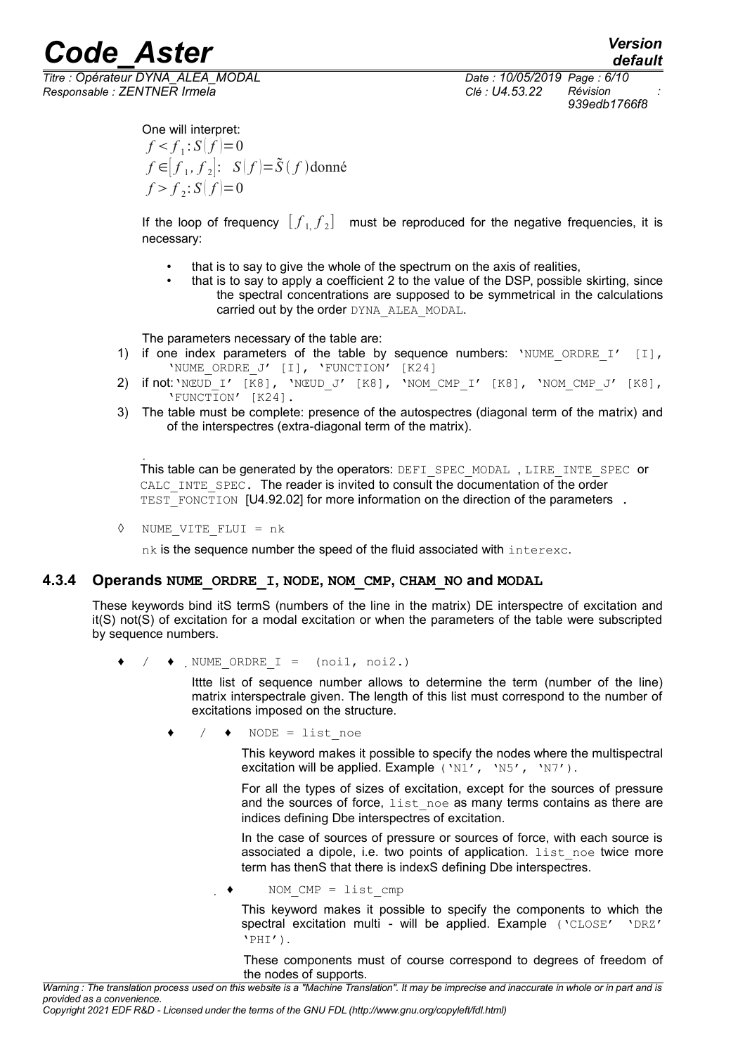One will interpret:

$f < f_1 : S(f) = 0$

$f \in [f_1, f_2]$: $S(f) = \tilde{S}(f)$donné

$f > f_2 : S(f) = 0$

If the loop of frequency $[f_1, f_2]$ must be reproduced for the negative frequencies, it is necessary:

- that is to say to give the whole of the spectrum on the axis of realities,
- that is to say to apply a coefficient 2 to the value of the DSP, possible skirting, since the spectral concentrations are supposed to be symmetrical in the calculations carried out by the order `DYNA_ALEA_MODAL`.

The parameters necessary of the table are:

1) if one index parameters of the table by sequence numbers: `'NUME_ORDRE_I' [I], 'NUME_ORDRE_J' [I], 'FUNCTION' [K24]`
2) if not: `'NŒUD_I' [K8], 'NŒUD_J' [K8], 'NOM_CMP_I' [K8], 'NOM_CMP_J' [K8], 'FUNCTION' [K24]`.
3) The table must be complete: presence of the autospectres (diagonal term of the matrix) and of the interspectres (extra-diagonal term of the matrix).

This table can be generated by the operators: `DEFI_SPEC_MODAL` , `LIRE_INTE_SPEC` or `CALC_INTE_SPEC`. The reader is invited to consult the documentation of the order `TEST_FONCTION` [U4.92.02] for more information on the direction of the parameters .

◊ `NUME_VITE_FLUI = nk`

`nk` is the sequence number the speed of the fluid associated with `interexc`.

### 4.3.4 Operands `NUME_ORDRE_I`, `NODE`, `NOM_CMP`, `CHAM_NO` and `MODAL`

These keywords bind itS termS (numbers of the line in the matrix) DE interspectre of excitation and it(S) not(S) of excitation for a modal excitation or when the parameters of the table were subscripted by sequence numbers.

♦ / ♦ `NUME_ORDRE_I = (noi1, noi2.)`

Ittte list of sequence number allows to determine the term (number of the line) matrix interspectrale given. The length of this list must correspond to the number of excitations imposed on the structure.

♦ / ♦ `NODE = list_noe`

This keyword makes it possible to specify the nodes where the multispectral excitation will be applied. Example `('N1', 'N5', 'N7')`.

For all the types of sizes of excitation, except for the sources of pressure and the sources of force, `list_noe` as many terms contains as there are indices defining Dbe interspectres of excitation.

In the case of sources of pressure or sources of force, with each source is associated a dipole, i.e. two points of application. `list_noe` twice more term has thenS that there is indexS defining Dbe interspectres.

♦ `NOM_CMP = list_cmp`

This keyword makes it possible to specify the components to which the spectral excitation multi - will be applied. Example `('CLOSE' 'DRZ' 'PHI')`.

These components must of course correspond to degrees of freedom of the nodes of supports.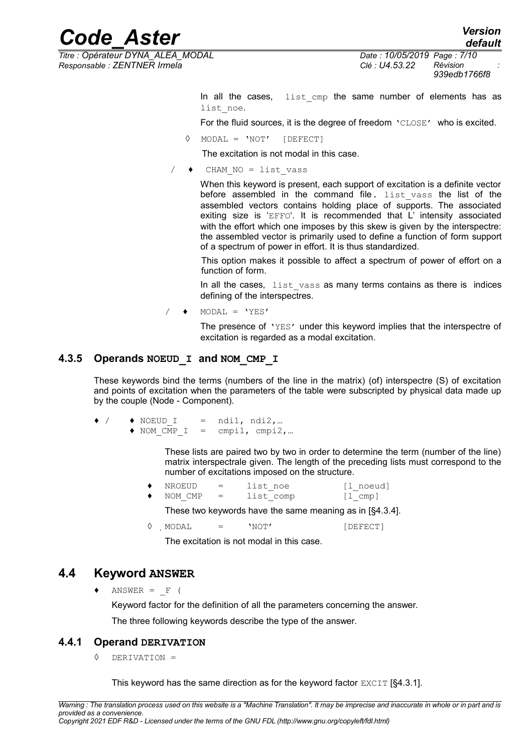In all the cases, `list_cmp` the same number of elements has as `list_noe`.

For the fluid sources, it is the degree of freedom `'CLOSE'` who is excited.

◊ `MODAL = 'NOT'   [DEFECT]`

The excitation is not modal in this case.

/ ♦ `CHAM_NO = list_vass`

When this keyword is present, each support of excitation is a definite vector before assembled in the command file. `list_vass` the list of the assembled vectors contains holding place of supports. The associated exiting size is 'EFFO'. It is recommended that L' intensity associated with the effort which one imposes by this skew is given by the interspectre: the assembled vector is primarily used to define a function of form support of a spectrum of power in effort. It is thus standardized.

This option makes it possible to affect a spectrum of power of effort on a function of form.

In all the cases, `list_vass` as many terms contains as there is indices defining of the interspectres.

/ ♦ `MODAL = 'YES'`

The presence of `'YES'` under this keyword implies that the interspectre of excitation is regarded as a modal excitation.

### 4.3.5 Operands NOEUD_I and NOM_CMP_I

These keywords bind the terms (numbers of the line in the matrix) (of) interspectre (S) of excitation and points of excitation when the parameters of the table were subscripted by physical data made up by the couple (Node - Component).

```
♦ /   ♦ NOEUD_I    =  ndi1, ndi2,…
      ♦ NOM_CMP_I  =  cmpi1, cmpi2,…
```

These lists are paired two by two in order to determine the term (number of the line) matrix interspectrale given. The length of the preceding lists must correspond to the number of excitations imposed on the structure.

```
♦  NROEUD   =   list_noe     [l_noeud]
♦  NOM_CMP  =   list_comp    [l_cmp]
```

These two keywords have the same meaning as in [§4.3.4].

```
◊  MODAL    =   'NOT'        [DEFECT]
```

The excitation is not modal in this case.

## 4.4 Keyword ANSWER

♦ `ANSWER = _F (`

Keyword factor for the definition of all the parameters concerning the answer.

The three following keywords describe the type of the answer.

### 4.4.1 Operand DERIVATION

◊ `DERIVATION =`

This keyword has the same direction as for the keyword factor `EXCIT` [§4.3.1].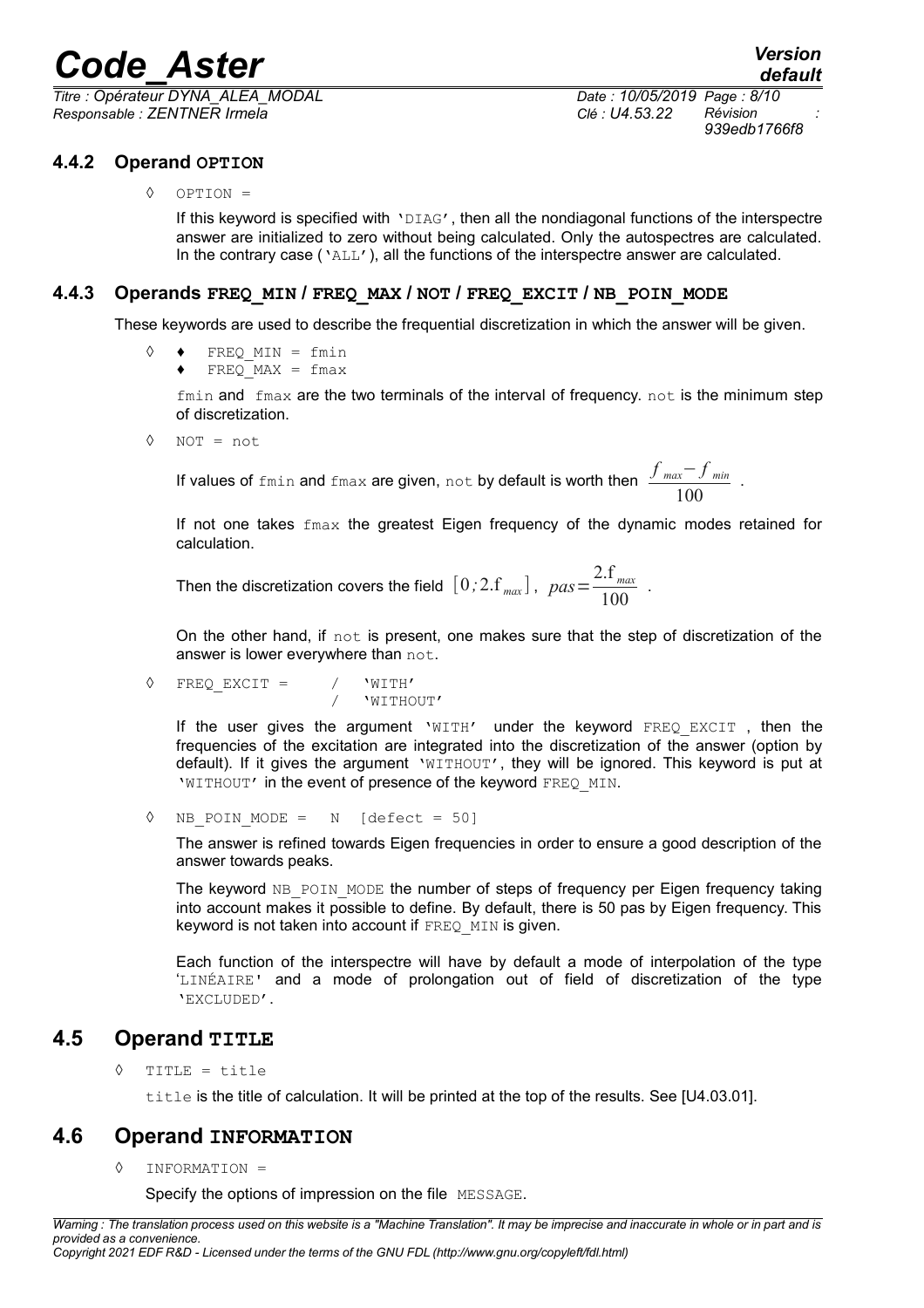### 4.4.2 Operand OPTION

◊ `OPTION =`

If this keyword is specified with `'DIAG'`, then all the nondiagonal functions of the interspectre answer are initialized to zero without being calculated. Only the autospectres are calculated. In the contrary case (`'ALL'`), all the functions of the interspectre answer are calculated.

### 4.4.3 Operands FREQ_MIN / FREQ_MAX / NOT / FREQ_EXCIT / NB_POIN_MODE

These keywords are used to describe the frequential discretization in which the answer will be given.

◊ ♦ `FREQ_MIN = fmin`
♦ `FREQ_MAX = fmax`

`fmin` and `fmax` are the two terminals of the interval of frequency. `not` is the minimum step of discretization.

◊ `NOT = not`

If values of `fmin` and `fmax` are given, `not` by default is worth then $\frac{f_{max} - f_{min}}{100}$ .

If not one takes `fmax` the greatest Eigen frequency of the dynamic modes retained for calculation.

Then the discretization covers the field $[0;2.f_{max}]$, $pas = \frac{2.f_{max}}{100}$ .

On the other hand, if `not` is present, one makes sure that the step of discretization of the answer is lower everywhere than `not`.

◊ `FREQ_EXCIT =` / `'WITH'`
/ `'WITHOUT'`

If the user gives the argument `'WITH'` under the keyword `FREQ_EXCIT` , then the frequencies of the excitation are integrated into the discretization of the answer (option by default). If it gives the argument `'WITHOUT'`, they will be ignored. This keyword is put at `'WITHOUT'` in the event of presence of the keyword `FREQ_MIN`.

◊ `NB_POIN_MODE = N [defect = 50]`

The answer is refined towards Eigen frequencies in order to ensure a good description of the answer towards peaks.

The keyword `NB_POIN_MODE` the number of steps of frequency per Eigen frequency taking into account makes it possible to define. By default, there is 50 pas by Eigen frequency. This keyword is not taken into account if `FREQ_MIN` is given.

Each function of the interspectre will have by default a mode of interpolation of the type `'LINÉAIRE'` and a mode of prolongation out of field of discretization of the type `'EXCLUDED'`.

## 4.5 Operand TITLE

◊ `TITLE = title`

`title` is the title of calculation. It will be printed at the top of the results. See [U4.03.01].

## 4.6 Operand INFORMATION

◊ `INFORMATION =`

Specify the options of impression on the file `MESSAGE`.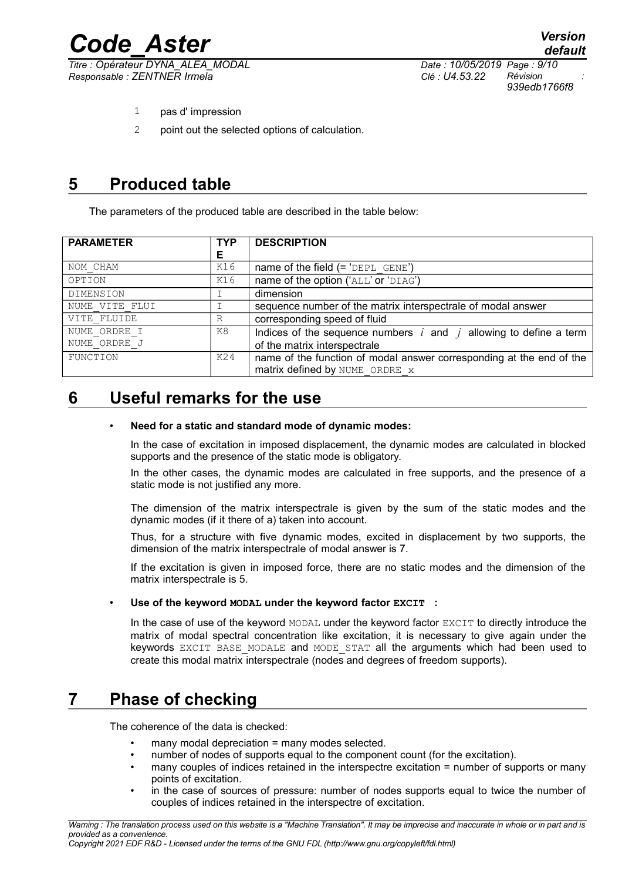1 pas d' impression

2 point out the selected options of calculation.

# 5 Produced table

The parameters of the produced table are described in the table below:

| PARAMETER | TYPE | DESCRIPTION |
|---|---|---|
| NOM_CHAM | K16 | name of the field (= 'DEPL_GENE') |
| OPTION | K16 | name of the option ('ALL' or 'DIAG') |
| DIMENSION | I | dimension |
| NUME_VITE_FLUI | I | sequence number of the matrix interspectrale of modal answer |
| VITE_FLUIDE | R | corresponding speed of fluid |
| NUME_ORDRE_I<br>NUME_ORDRE_J | K8 | Indices of the sequence numbers $i$ and $j$ allowing to define a term of the matrix interspectrale |
| FUNCTION | K24 | name of the function of modal answer corresponding at the end of the matrix defined by NUME_ORDRE_x |

# 6 Useful remarks for the use

- **Need for a static and standard mode of dynamic modes:**

  In the case of excitation in imposed displacement, the dynamic modes are calculated in blocked supports and the presence of the static mode is obligatory.

  In the other cases, the dynamic modes are calculated in free supports, and the presence of a static mode is not justified any more.

  The dimension of the matrix interspectrale is given by the sum of the static modes and the dynamic modes (if it there of a) taken into account.

  Thus, for a structure with five dynamic modes, excited in displacement by two supports, the dimension of the matrix interspectrale of modal answer is 7.

  If the excitation is given in imposed force, there are no static modes and the dimension of the matrix interspectrale is 5.

- **Use of the keyword MODAL under the keyword factor EXCIT :**

  In the case of use of the keyword MODAL under the keyword factor EXCIT to directly introduce the matrix of modal spectral concentration like excitation, it is necessary to give again under the keywords EXCIT BASE_MODALE and MODE_STAT all the arguments which had been used to create this modal matrix interspectrale (nodes and degrees of freedom supports).

# 7 Phase of checking

The coherence of the data is checked:

- many modal depreciation = many modes selected.
- number of nodes of supports equal to the component count (for the excitation).
- many couples of indices retained in the interspectre excitation = number of supports or many points of excitation.
- in the case of sources of pressure: number of nodes supports equal to twice the number of couples of indices retained in the interspectre of excitation.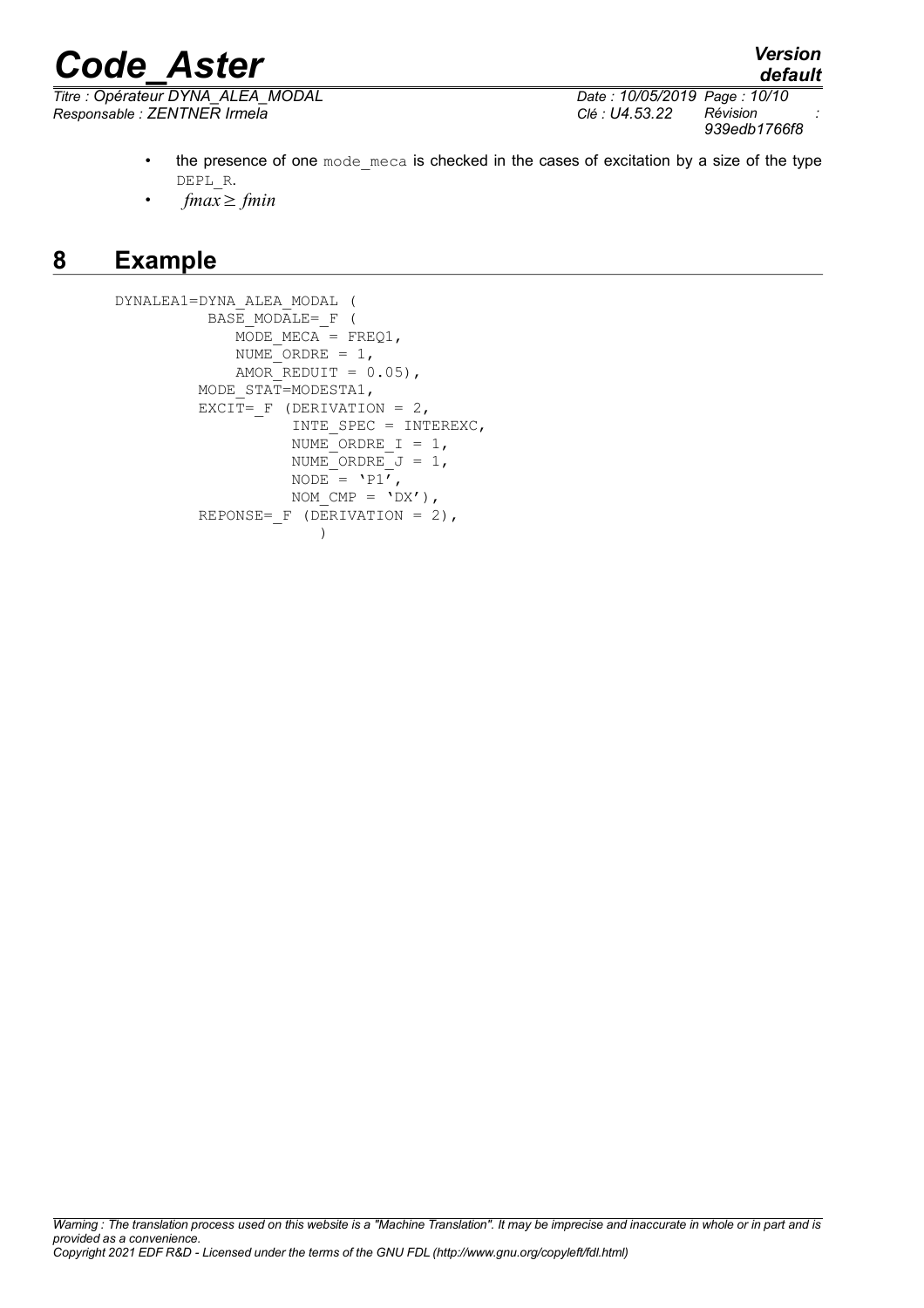- the presence of one `mode_meca` is checked in the cases of excitation by a size of the type `DEPL_R`.
- $fmax \geq fmin$

# 8 Example

```
DYNALEA1=DYNA_ALEA_MODAL (
          BASE_MODALE=_F (
             MODE_MECA = FREQ1,
             NUME_ORDRE = 1,
             AMOR_REDUIT = 0.05),
         MODE_STAT=MODESTA1,
         EXCIT=_F (DERIVATION = 2,
                   INTE_SPEC = INTEREXC,
                   NUME_ORDRE_I = 1,
                   NUME_ORDRE_J = 1,
                   NODE = 'P1',
                   NOM_CMP = 'DX'),
         REPONSE=_F (DERIVATION = 2),
                     )
```